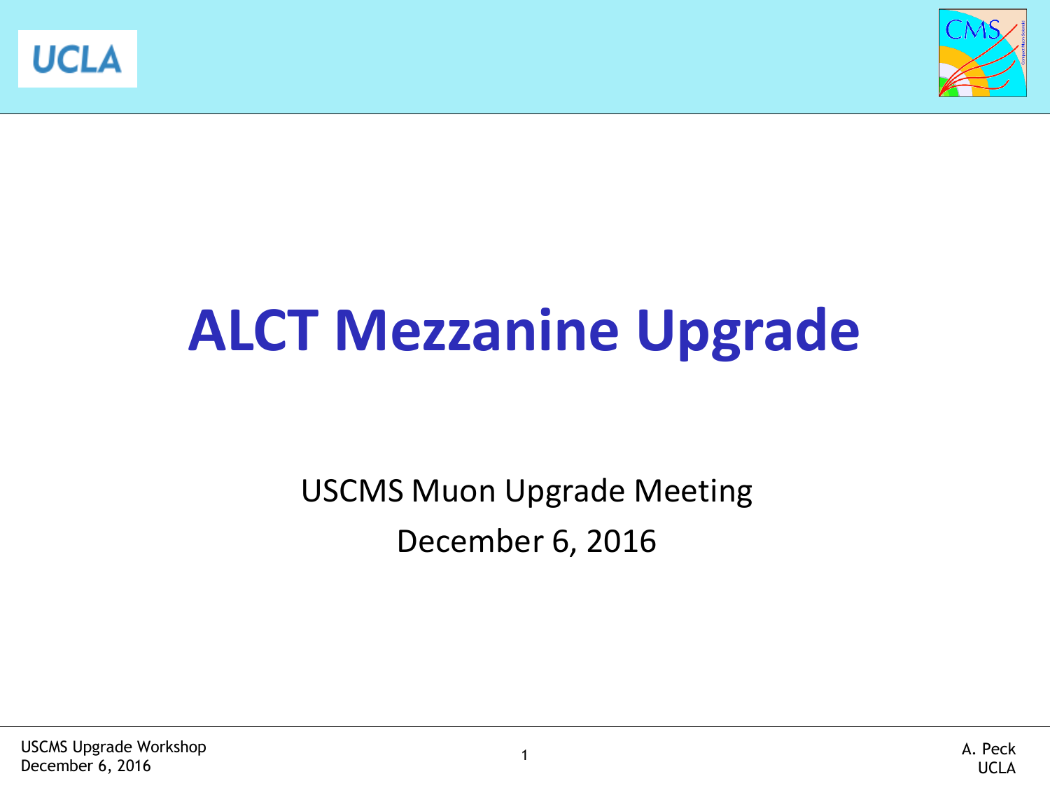# ALCT Mezzanine Upgrade

USCMS Muon Upgrade Meeting

December 6, 2016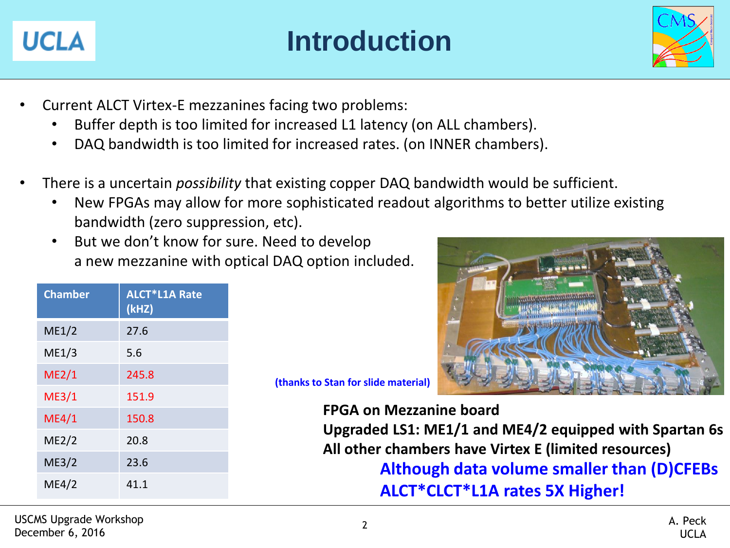# Introduction

- Current ALCT Virtex-E mezzanines facing two problems:
  - Buffer depth is too limited for increased L1 latency (on ALL chambers).
  - DAQ bandwidth is too limited for increased rates. (on INNER chambers).
- There is a uncertain *possibility* that existing copper DAQ bandwidth would be sufficient.
  - New FPGAs may allow for more sophisticated readout algorithms to better utilize existing bandwidth (zero suppression, etc).
  - But we don't know for sure. Need to develop a new mezzanine with optical DAQ option included.

| Chamber | ALCT*L1A Rate (kHZ) |
|---|---|
| ME1/2 | 27.6 |
| ME1/3 | 5.6 |
| ME2/1 | 245.8 |
| ME3/1 | 151.9 |
| ME4/1 | 150.8 |
| ME2/2 | 20.8 |
| ME3/2 | 23.6 |
| ME4/2 | 41.1 |

**(thanks to Stan for slide material)**

**FPGA on Mezzanine board**
**Upgraded LS1: ME1/1 and ME4/2 equipped with Spartan 6s**
**All other chambers have Virtex E (limited resources)**

**Although data volume smaller than (D)CFEBs**
**ALCT*CLCT*L1A rates 5X Higher!**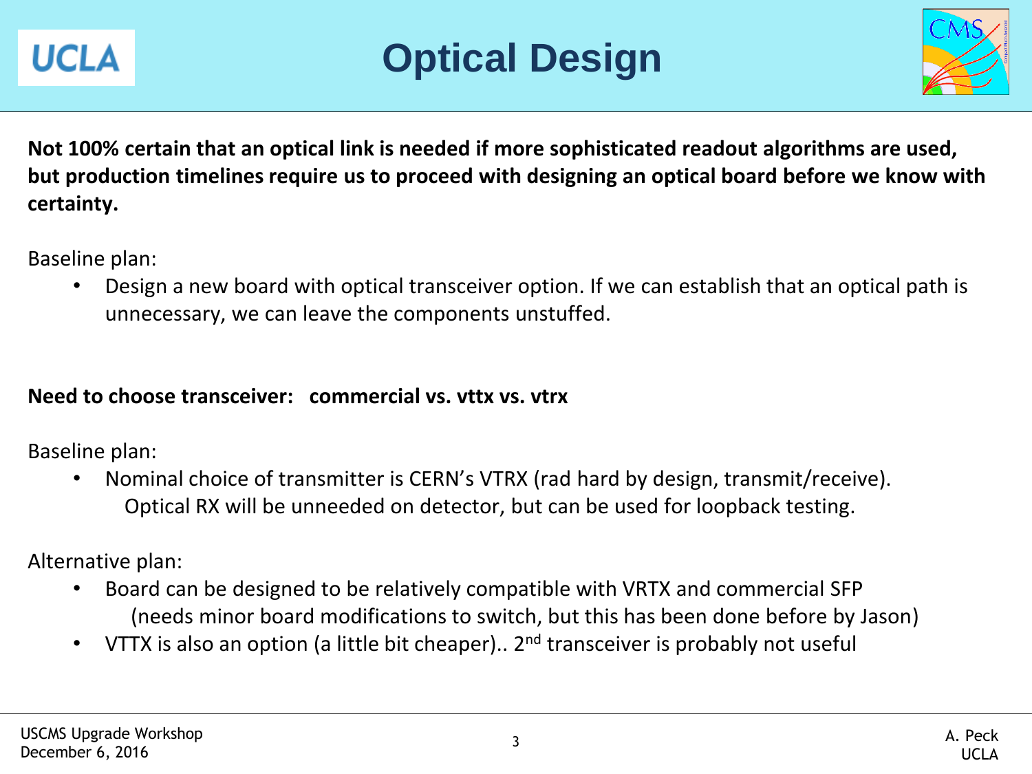# Optical Design

**Not 100% certain that an optical link is needed if more sophisticated readout algorithms are used, but production timelines require us to proceed with designing an optical board before we know with certainty.**

Baseline plan:

- Design a new board with optical transceiver option. If we can establish that an optical path is unnecessary, we can leave the components unstuffed.

**Need to choose transceiver: commercial vs. vttx vs. vtrx**

Baseline plan:

- Nominal choice of transmitter is CERN's VTRX (rad hard by design, transmit/receive). Optical RX will be unneeded on detector, but can be used for loopback testing.

Alternative plan:

- Board can be designed to be relatively compatible with VRTX and commercial SFP (needs minor board modifications to switch, but this has been done before by Jason)
- VTTX is also an option (a little bit cheaper).. 2nd transceiver is probably not useful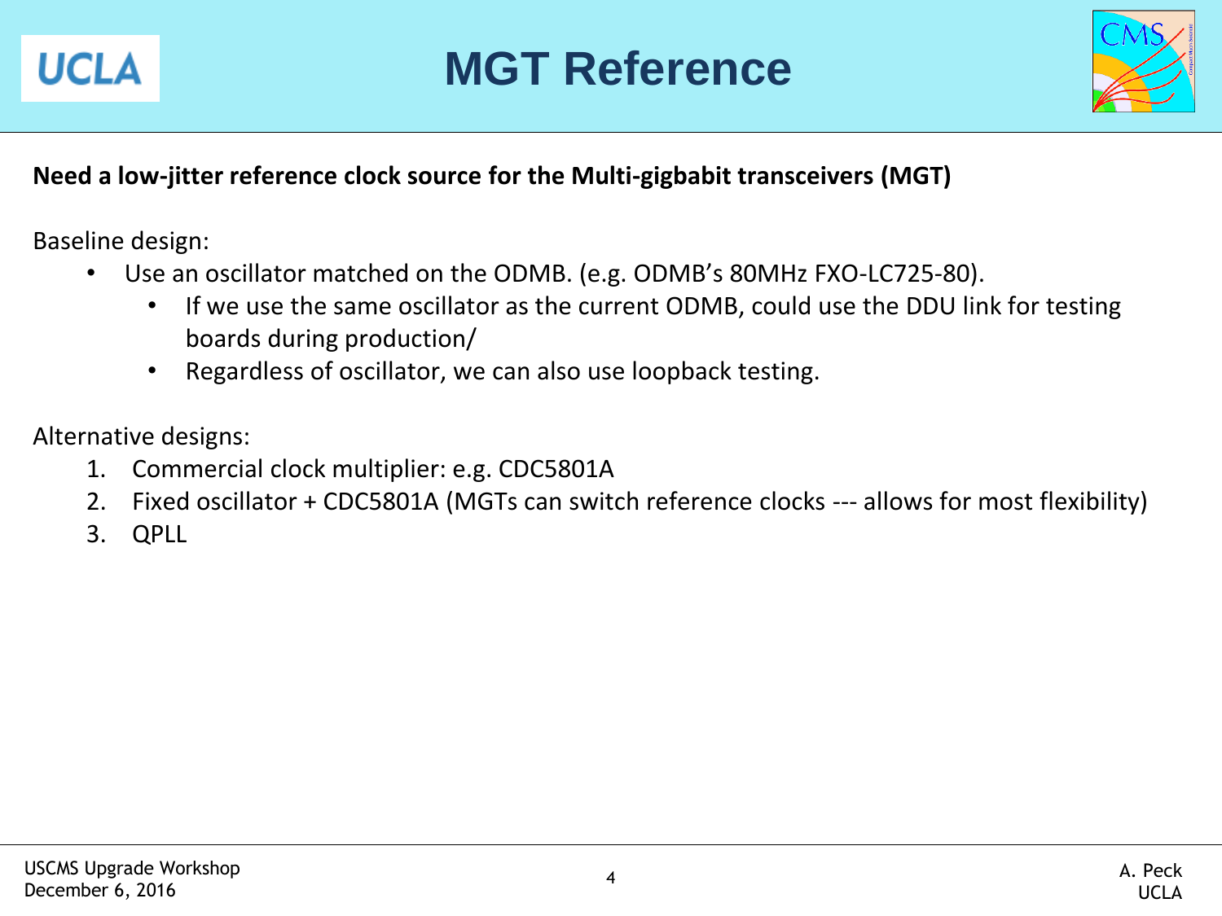# MGT Reference

**Need a low-jitter reference clock source for the Multi-gigbabit transceivers (MGT)**

Baseline design:

- Use an oscillator matched on the ODMB. (e.g. ODMB's 80MHz FXO-LC725-80).
  - If we use the same oscillator as the current ODMB, could use the DDU link for testing boards during production/
  - Regardless of oscillator, we can also use loopback testing.

Alternative designs:

1. Commercial clock multiplier: e.g. CDC5801A
2. Fixed oscillator + CDC5801A (MGTs can switch reference clocks --- allows for most flexibility)
3. QPLL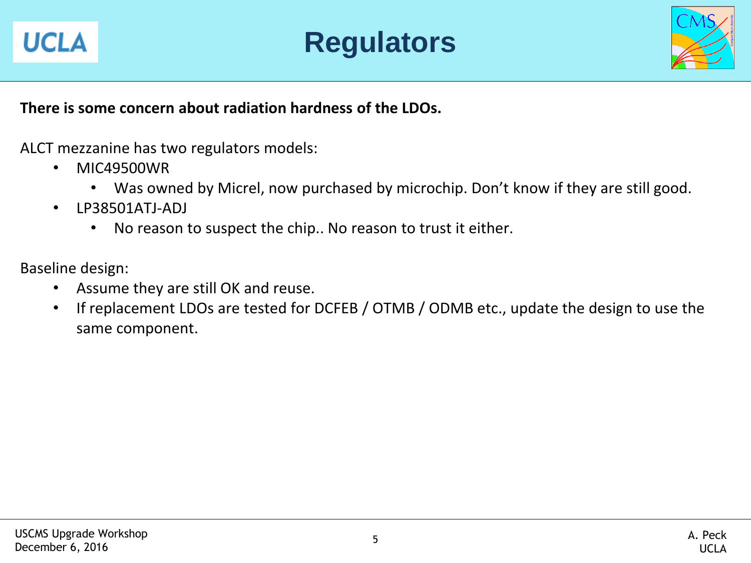# Regulators

**There is some concern about radiation hardness of the LDOs.**

ALCT mezzanine has two regulators models:

- MIC49500WR
  - Was owned by Micrel, now purchased by microchip. Don't know if they are still good.
- LP38501ATJ-ADJ
  - No reason to suspect the chip.. No reason to trust it either.

Baseline design:

- Assume they are still OK and reuse.
- If replacement LDOs are tested for DCFEB / OTMB / ODMB etc., update the design to use the same component.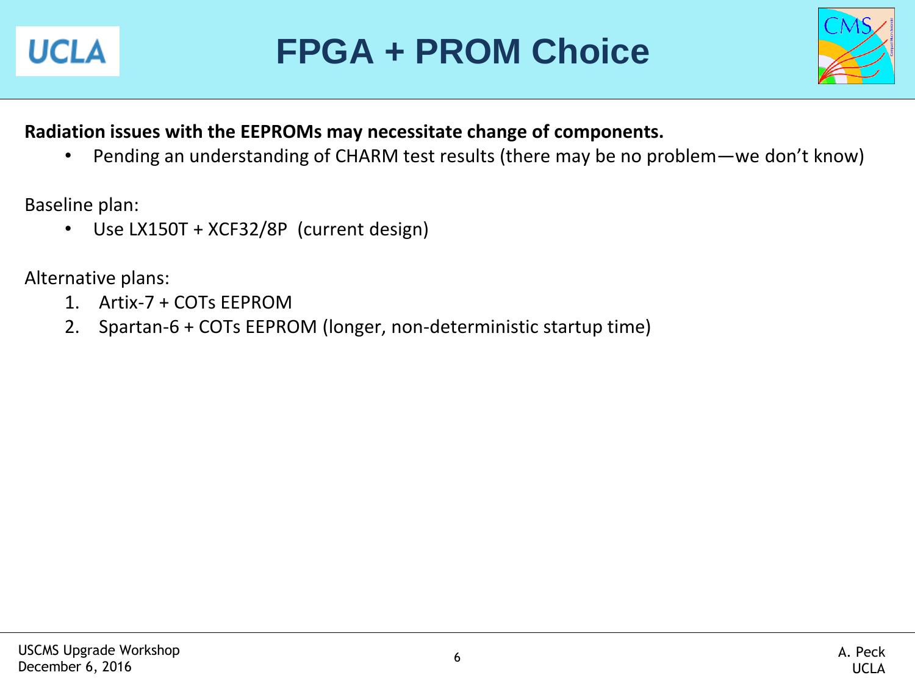# FPGA + PROM Choice

**Radiation issues with the EEPROMs may necessitate change of components.**

- Pending an understanding of CHARM test results (there may be no problem—we don't know)

Baseline plan:

- Use LX150T + XCF32/8P (current design)

Alternative plans:

1. Artix-7 + COTs EEPROM
2. Spartan-6 + COTs EEPROM (longer, non-deterministic startup time)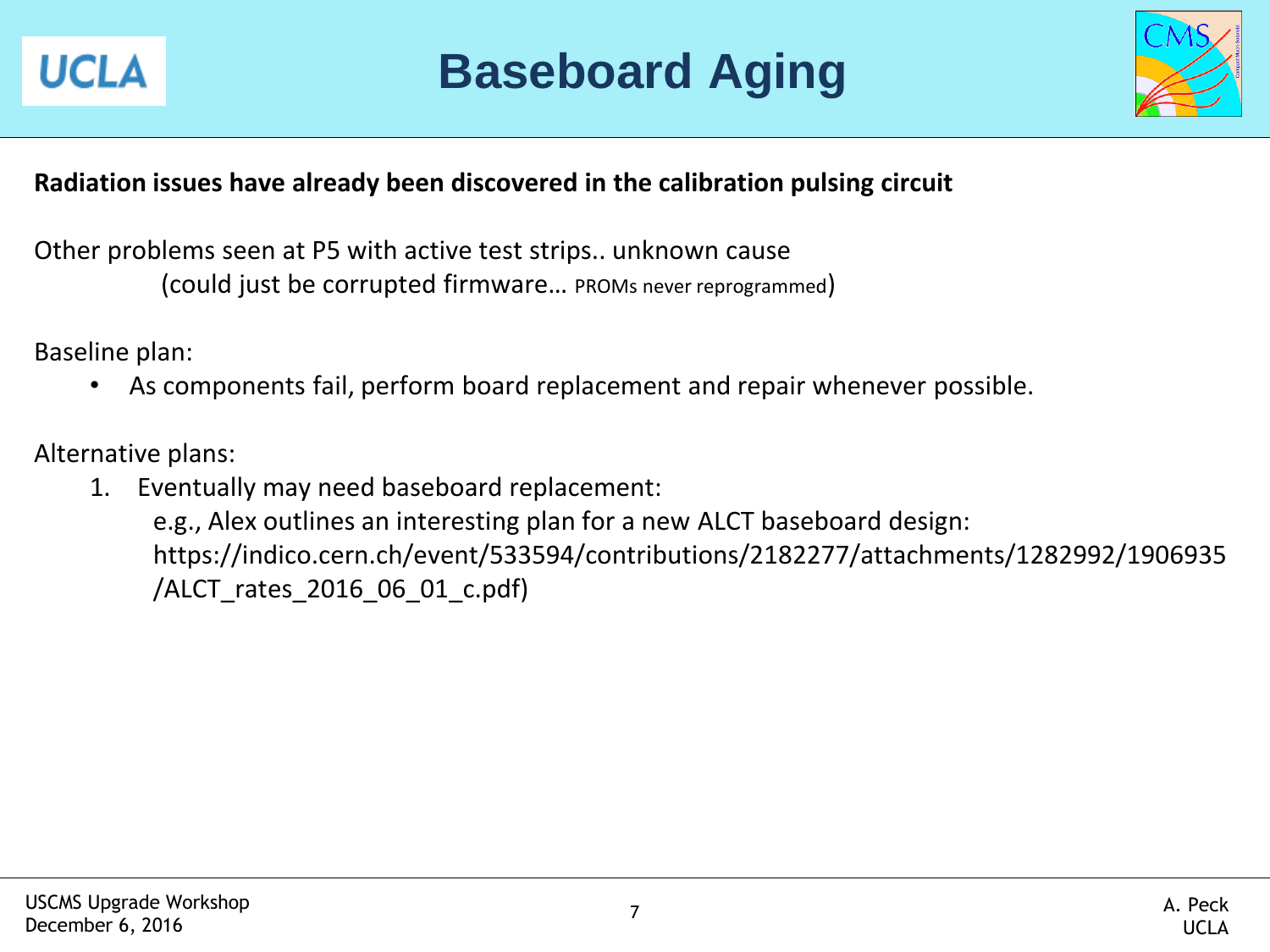# Baseboard Aging

**Radiation issues have already been discovered in the calibration pulsing circuit**

Other problems seen at P5 with active test strips.. unknown cause
(could just be corrupted firmware… PROMs never reprogrammed)

Baseline plan:

- As components fail, perform board replacement and repair whenever possible.

Alternative plans:

1. Eventually may need baseboard replacement:
   e.g., Alex outlines an interesting plan for a new ALCT baseboard design: https://indico.cern.ch/event/533594/contributions/2182277/attachments/1282992/1906935/ALCT_rates_2016_06_01_c.pdf)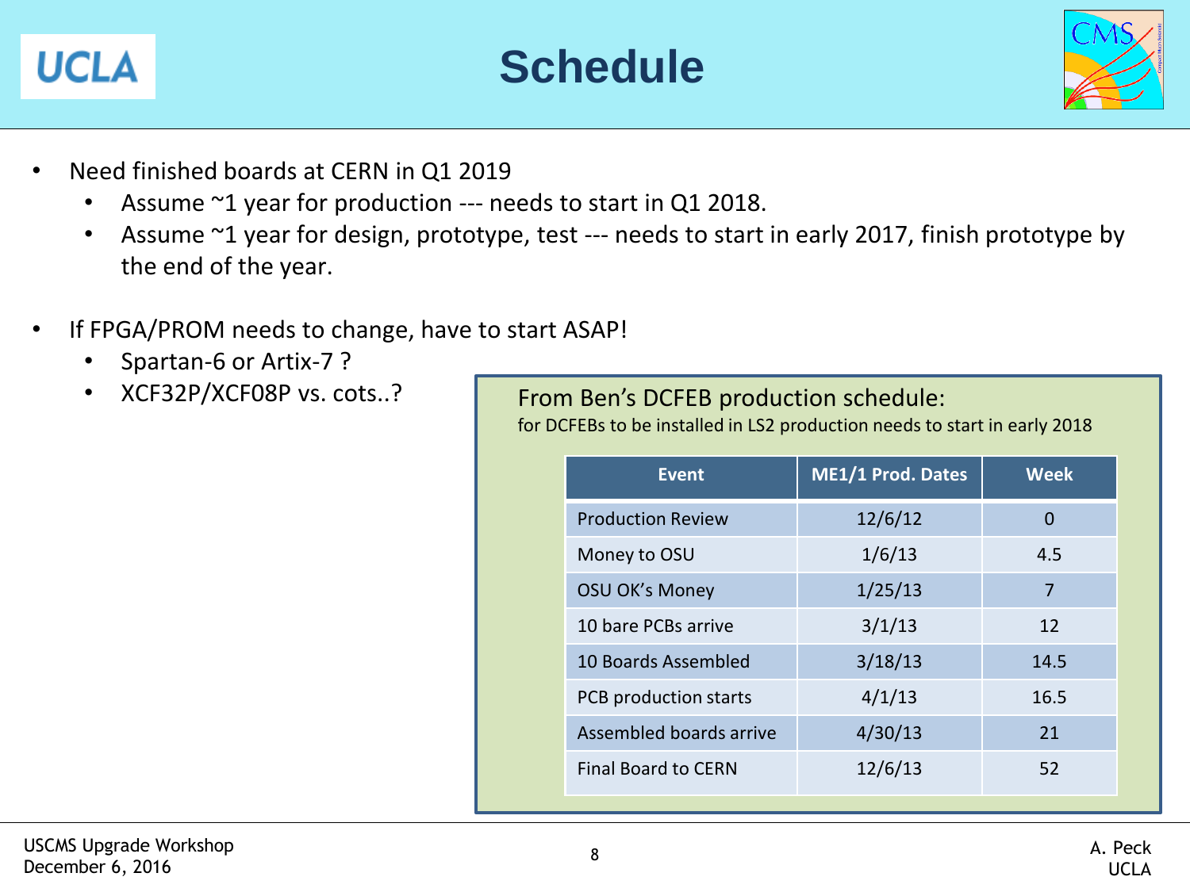# Schedule

- Need finished boards at CERN in Q1 2019
  - Assume ~1 year for production --- needs to start in Q1 2018.
  - Assume ~1 year for design, prototype, test --- needs to start in early 2017, finish prototype by the end of the year.

- If FPGA/PROM needs to change, have to start ASAP!
  - Spartan-6 or Artix-7 ?
  - XCF32P/XCF08P vs. cots..?

From Ben's DCFEB production schedule:

for DCFEBs to be installed in LS2 production needs to start in early 2018

| Event | ME1/1 Prod. Dates | Week |
|---|---|---|
| Production Review | 12/6/12 | 0 |
| Money to OSU | 1/6/13 | 4.5 |
| OSU OK's Money | 1/25/13 | 7 |
| 10 bare PCBs arrive | 3/1/13 | 12 |
| 10 Boards Assembled | 3/18/13 | 14.5 |
| PCB production starts | 4/1/13 | 16.5 |
| Assembled boards arrive | 4/30/13 | 21 |
| Final Board to CERN | 12/6/13 | 52 |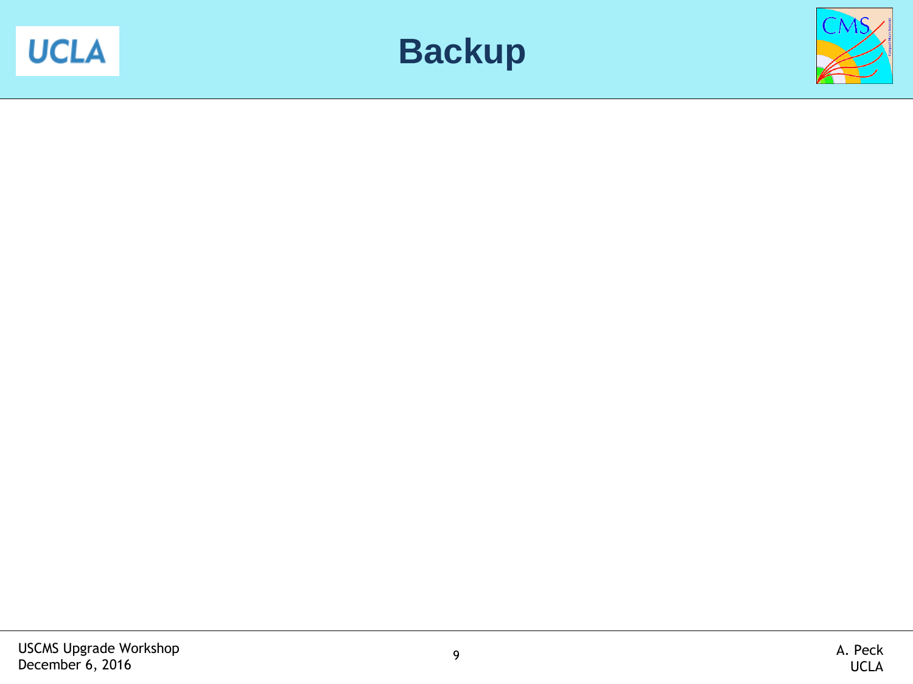# Backup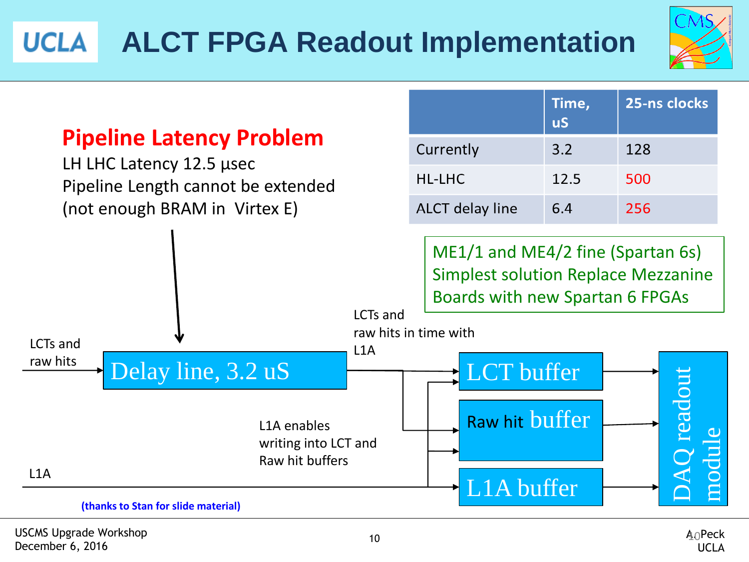# ALCT FPGA Readout Implementation

## Pipeline Latency Problem

LH LHC Latency 12.5 μsec
Pipeline Length cannot be extended
(not enough BRAM in Virtex E)

| | Time, uS | 25-ns clocks |
|---|---|---|
| Currently | 3.2 | 128 |
| HL-LHC | 12.5 | 500 |
| ALCT delay line | 6.4 | 256 |

ME1/1 and ME4/2 fine (Spartan 6s)
Simplest solution Replace Mezzanine Boards with new Spartan 6 FPGAs

LCTs and raw hits

Delay line, 3.2 uS

LCTs and raw hits in time with L1A

L1A enables writing into LCT and Raw hit buffers

L1A

LCT buffer

Raw hit buffer

L1A buffer

DAQ readout module

(thanks to Stan for slide material)

USCMS Upgrade Workshop
December 6, 2016

A. Peck
UCLA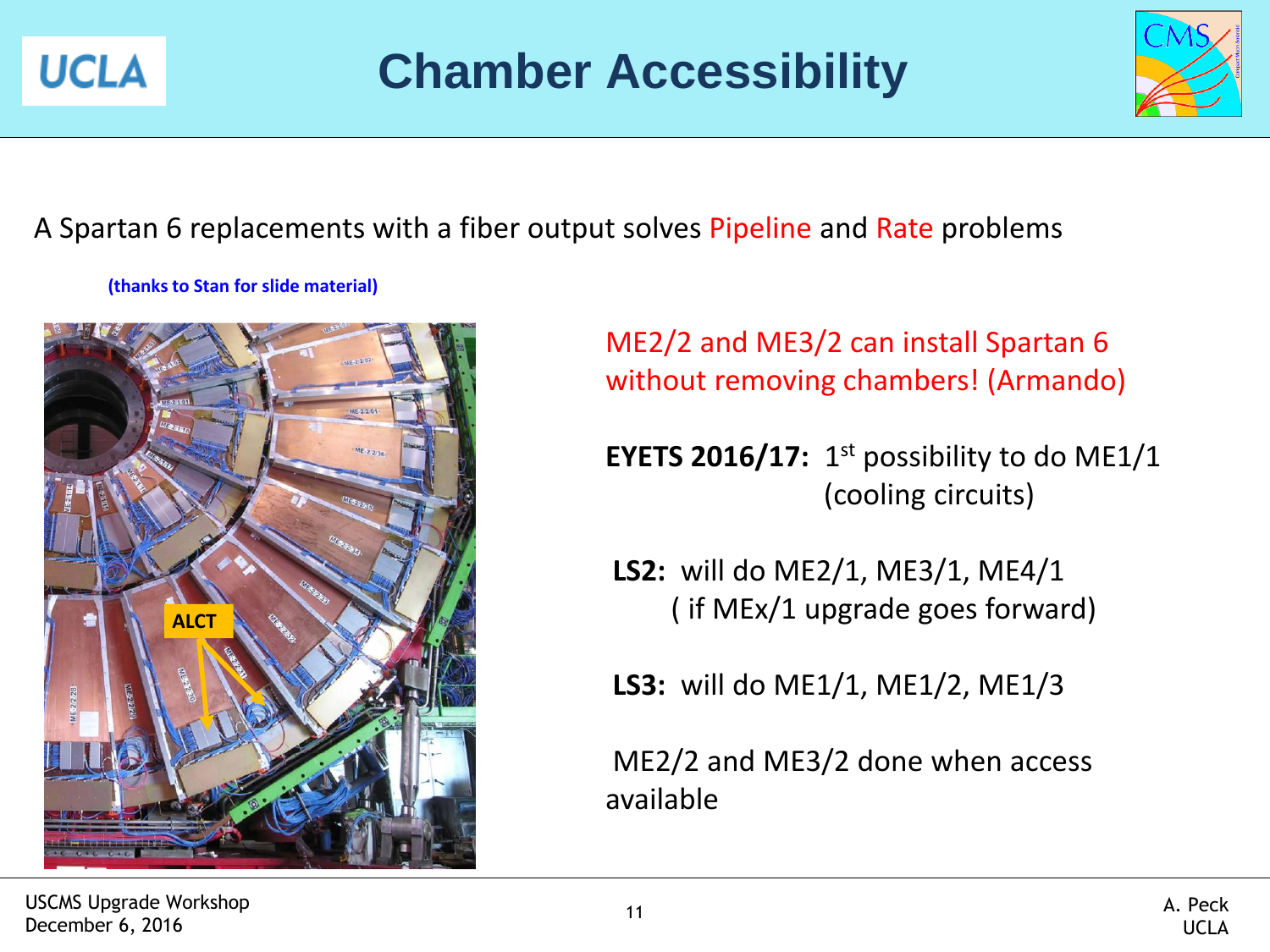# Chamber Accessibility

A Spartan 6 replacements with a fiber output solves Pipeline and Rate problems

**(thanks to Stan for slide material)**

ALCT

ME2/2 and ME3/2 can install Spartan 6 without removing chambers! (Armando)

**EYETS 2016/17:** 1st possibility to do ME1/1 (cooling circuits)

**LS2:** will do ME2/1, ME3/1, ME4/1 ( if MEx/1 upgrade goes forward)

**LS3:** will do ME1/1, ME1/2, ME1/3

ME2/2 and ME3/2 done when access available